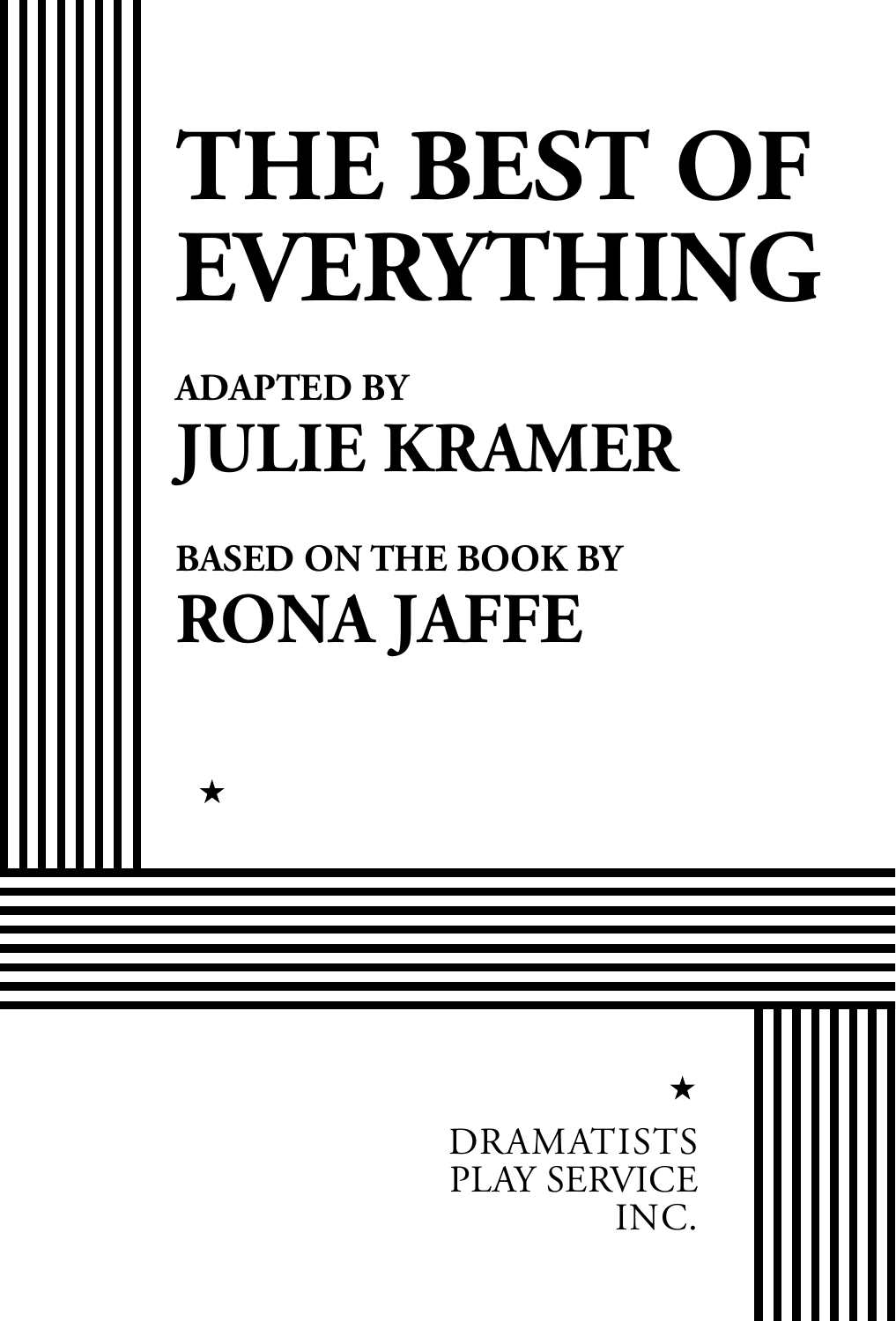# THE BEST OF EVERYTHING

**ADAPTED BY**

## JULIE KRAMER

**BASED ON THE BOOK BY**

## RONA JAFFE

★

★

DRAMATISTS
PLAY SERVICE
INC.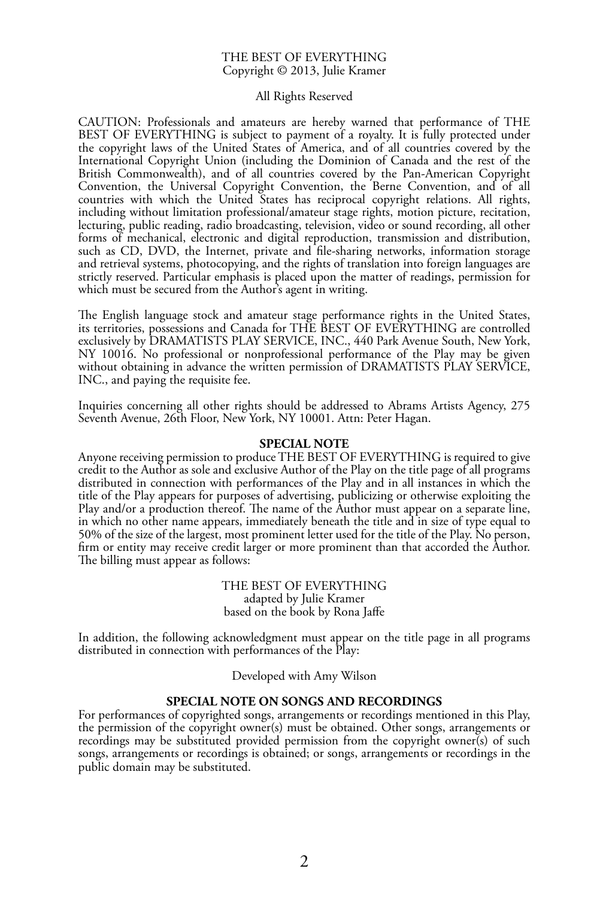THE BEST OF EVERYTHING
Copyright © 2013, Julie Kramer

All Rights Reserved

CAUTION: Professionals and amateurs are hereby warned that performance of THE BEST OF EVERYTHING is subject to payment of a royalty. It is fully protected under the copyright laws of the United States of America, and of all countries covered by the International Copyright Union (including the Dominion of Canada and the rest of the British Commonwealth), and of all countries covered by the Pan-American Copyright Convention, the Universal Copyright Convention, the Berne Convention, and of all countries with which the United States has reciprocal copyright relations. All rights, including without limitation professional/amateur stage rights, motion picture, recitation, lecturing, public reading, radio broadcasting, television, video or sound recording, all other forms of mechanical, electronic and digital reproduction, transmission and distribution, such as CD, DVD, the Internet, private and file-sharing networks, information storage and retrieval systems, photocopying, and the rights of translation into foreign languages are strictly reserved. Particular emphasis is placed upon the matter of readings, permission for which must be secured from the Author's agent in writing.

The English language stock and amateur stage performance rights in the United States, its territories, possessions and Canada for THE BEST OF EVERYTHING are controlled exclusively by DRAMATISTS PLAY SERVICE, INC., 440 Park Avenue South, New York, NY 10016. No professional or nonprofessional performance of the Play may be given without obtaining in advance the written permission of DRAMATISTS PLAY SERVICE, INC., and paying the requisite fee.

Inquiries concerning all other rights should be addressed to Abrams Artists Agency, 275 Seventh Avenue, 26th Floor, New York, NY 10001. Attn: Peter Hagan.

**SPECIAL NOTE**

Anyone receiving permission to produce THE BEST OF EVERYTHING is required to give credit to the Author as sole and exclusive Author of the Play on the title page of all programs distributed in connection with performances of the Play and in all instances in which the title of the Play appears for purposes of advertising, publicizing or otherwise exploiting the Play and/or a production thereof. The name of the Author must appear on a separate line, in which no other name appears, immediately beneath the title and in size of type equal to 50% of the size of the largest, most prominent letter used for the title of the Play. No person, firm or entity may receive credit larger or more prominent than that accorded the Author. The billing must appear as follows:

THE BEST OF EVERYTHING
adapted by Julie Kramer
based on the book by Rona Jaffe

In addition, the following acknowledgment must appear on the title page in all programs distributed in connection with performances of the Play:

Developed with Amy Wilson

**SPECIAL NOTE ON SONGS AND RECORDINGS**

For performances of copyrighted songs, arrangements or recordings mentioned in this Play, the permission of the copyright owner(s) must be obtained. Other songs, arrangements or recordings may be substituted provided permission from the copyright owner(s) of such songs, arrangements or recordings is obtained; or songs, arrangements or recordings in the public domain may be substituted.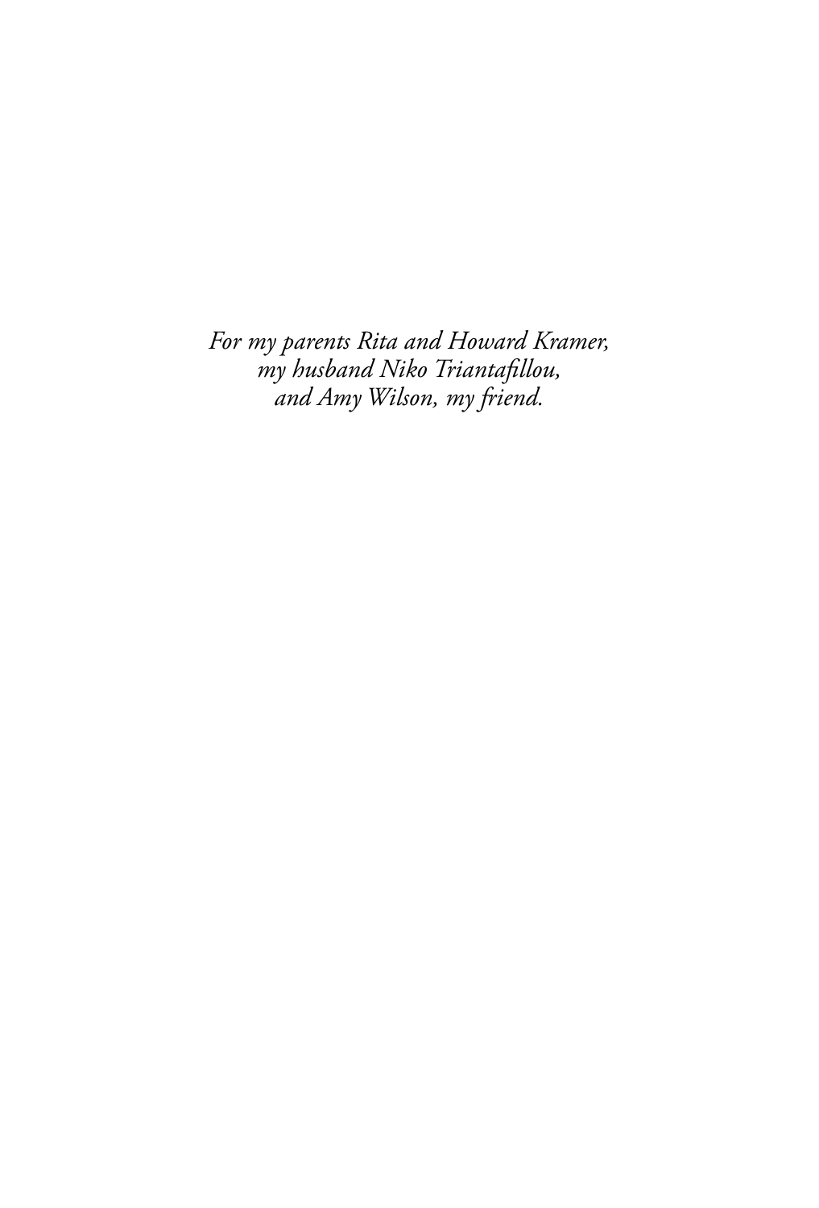*For my parents Rita and Howard Kramer,*
*my husband Niko Triantafillou,*
*and Amy Wilson, my friend.*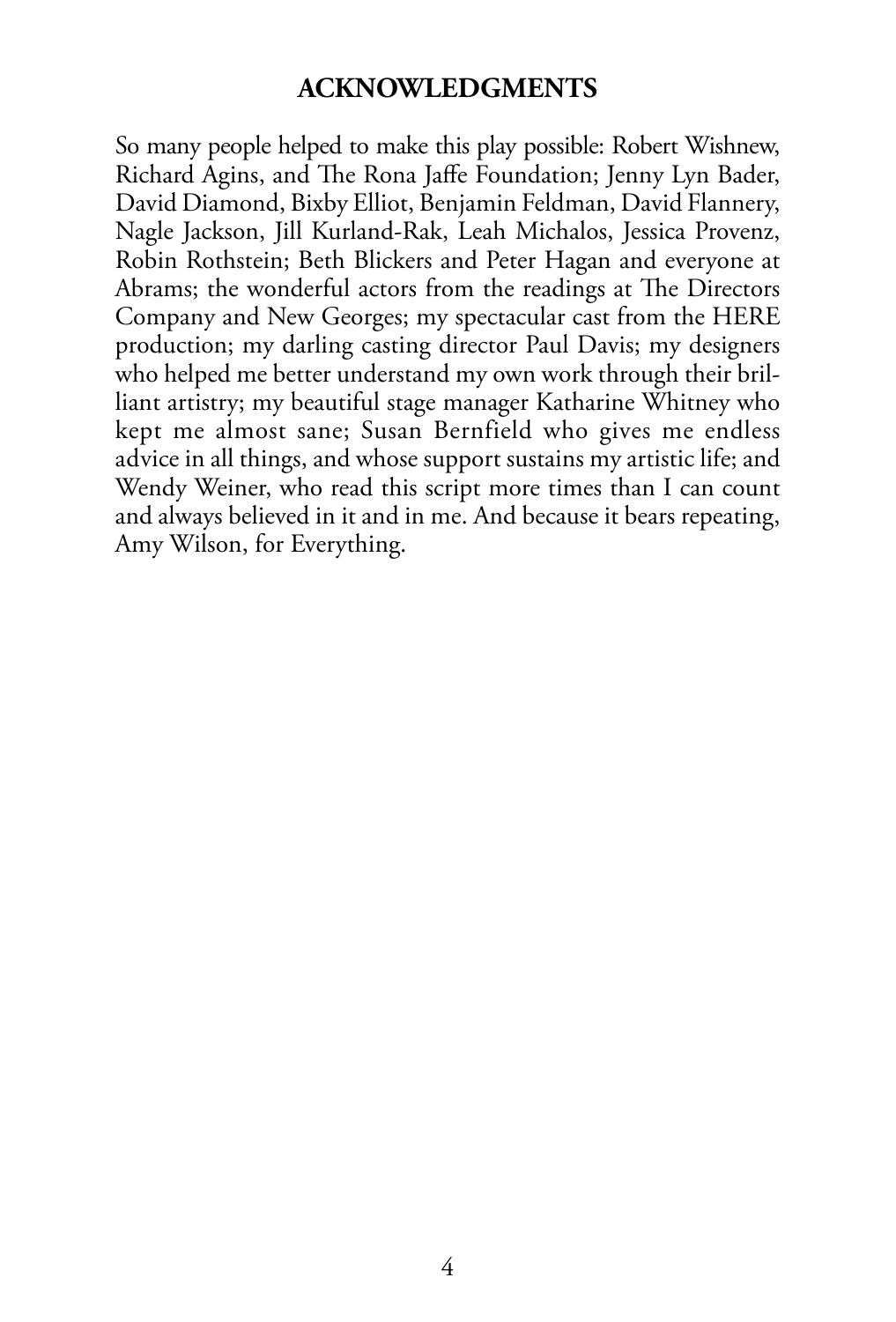## ACKNOWLEDGMENTS

So many people helped to make this play possible: Robert Wishnew, Richard Agins, and The Rona Jaffe Foundation; Jenny Lyn Bader, David Diamond, Bixby Elliot, Benjamin Feldman, David Flannery, Nagle Jackson, Jill Kurland-Rak, Leah Michalos, Jessica Provenz, Robin Rothstein; Beth Blickers and Peter Hagan and everyone at Abrams; the wonderful actors from the readings at The Directors Company and New Georges; my spectacular cast from the HERE production; my darling casting director Paul Davis; my designers who helped me better understand my own work through their brilliant artistry; my beautiful stage manager Katharine Whitney who kept me almost sane; Susan Bernfield who gives me endless advice in all things, and whose support sustains my artistic life; and Wendy Weiner, who read this script more times than I can count and always believed in it and in me. And because it bears repeating, Amy Wilson, for Everything.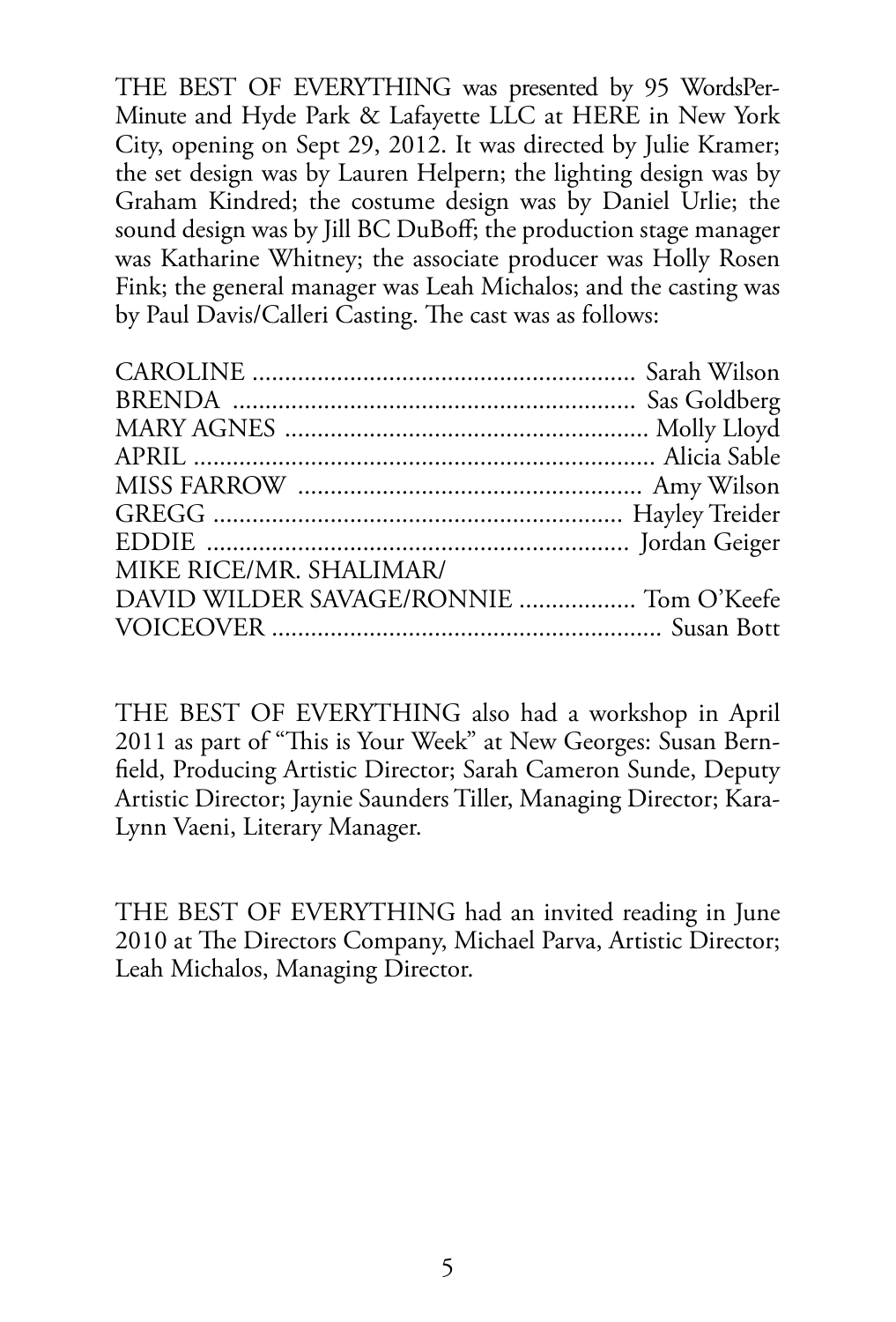THE BEST OF EVERYTHING was presented by 95 WordsPerMinute and Hyde Park & Lafayette LLC at HERE in New York City, opening on Sept 29, 2012. It was directed by Julie Kramer; the set design was by Lauren Helpern; the lighting design was by Graham Kindred; the costume design was by Daniel Urlie; the sound design was by Jill BC DuBoff; the production stage manager was Katharine Whitney; the associate producer was Holly Rosen Fink; the general manager was Leah Michalos; and the casting was by Paul Davis/Calleri Casting. The cast was as follows:

CAROLINE .......................................................... Sarah Wilson
BRENDA .............................................................. Sas Goldberg
MARY AGNES ....................................................... Molly Lloyd
APRIL ...................................................................... Alicia Sable
MISS FARROW ...................................................... Amy Wilson
GREGG ............................................................... Hayley Treider
EDDIE ................................................................. Jordan Geiger
MIKE RICE/MR. SHALIMAR/
DAVID WILDER SAVAGE/RONNIE ................. Tom O'Keefe
VOICEOVER ............................................................ Susan Bott

THE BEST OF EVERYTHING also had a workshop in April 2011 as part of "This is Your Week" at New Georges: Susan Bernfield, Producing Artistic Director; Sarah Cameron Sunde, Deputy Artistic Director; Jaynie Saunders Tiller, Managing Director; Kara-Lynn Vaeni, Literary Manager.

THE BEST OF EVERYTHING had an invited reading in June 2010 at The Directors Company, Michael Parva, Artistic Director; Leah Michalos, Managing Director.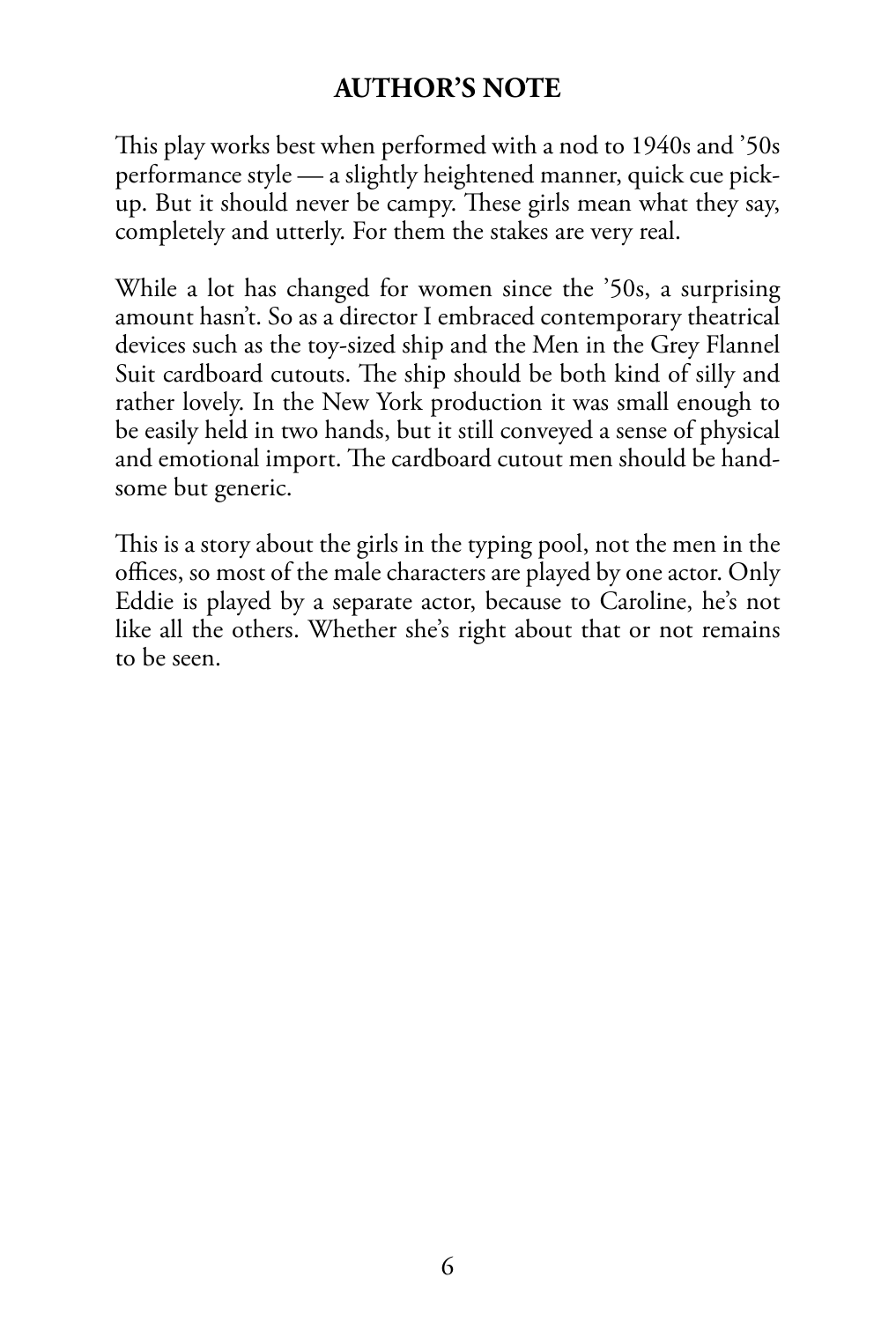## AUTHOR'S NOTE

This play works best when performed with a nod to 1940s and '50s performance style — a slightly heightened manner, quick cue pick-up. But it should never be campy. These girls mean what they say, completely and utterly. For them the stakes are very real.

While a lot has changed for women since the '50s, a surprising amount hasn't. So as a director I embraced contemporary theatrical devices such as the toy-sized ship and the Men in the Grey Flannel Suit cardboard cutouts. The ship should be both kind of silly and rather lovely. In the New York production it was small enough to be easily held in two hands, but it still conveyed a sense of physical and emotional import. The cardboard cutout men should be handsome but generic.

This is a story about the girls in the typing pool, not the men in the offices, so most of the male characters are played by one actor. Only Eddie is played by a separate actor, because to Caroline, he's not like all the others. Whether she's right about that or not remains to be seen.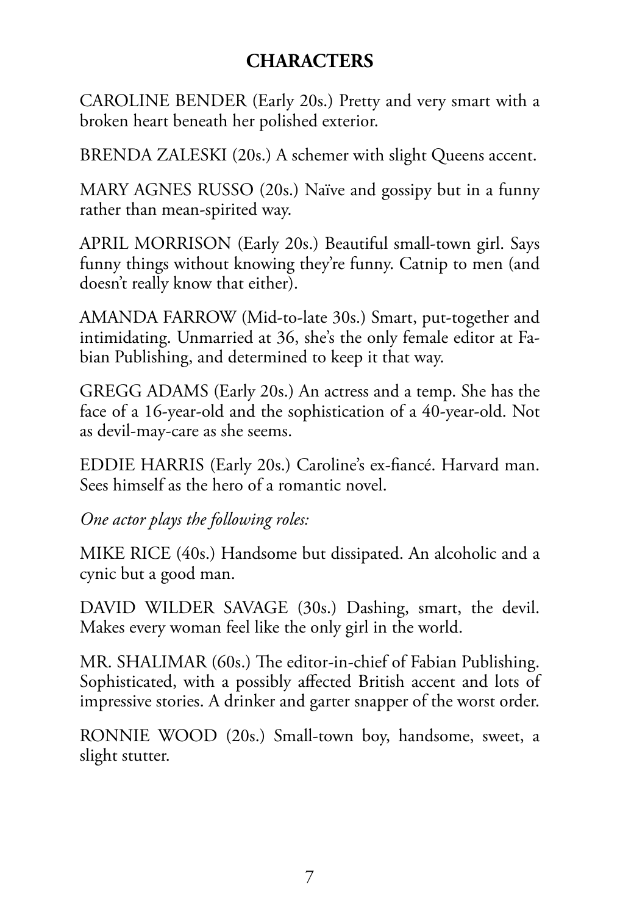## CHARACTERS

CAROLINE BENDER (Early 20s.) Pretty and very smart with a broken heart beneath her polished exterior.

BRENDA ZALESKI (20s.) A schemer with slight Queens accent.

MARY AGNES RUSSO (20s.) Naïve and gossipy but in a funny rather than mean-spirited way.

APRIL MORRISON (Early 20s.) Beautiful small-town girl. Says funny things without knowing they're funny. Catnip to men (and doesn't really know that either).

AMANDA FARROW (Mid-to-late 30s.) Smart, put-together and intimidating. Unmarried at 36, she's the only female editor at Fabian Publishing, and determined to keep it that way.

GREGG ADAMS (Early 20s.) An actress and a temp. She has the face of a 16-year-old and the sophistication of a 40-year-old. Not as devil-may-care as she seems.

EDDIE HARRIS (Early 20s.) Caroline's ex-fiancé. Harvard man. Sees himself as the hero of a romantic novel.

*One actor plays the following roles:*

MIKE RICE (40s.) Handsome but dissipated. An alcoholic and a cynic but a good man.

DAVID WILDER SAVAGE (30s.) Dashing, smart, the devil. Makes every woman feel like the only girl in the world.

MR. SHALIMAR (60s.) The editor-in-chief of Fabian Publishing. Sophisticated, with a possibly affected British accent and lots of impressive stories. A drinker and garter snapper of the worst order.

RONNIE WOOD (20s.) Small-town boy, handsome, sweet, a slight stutter.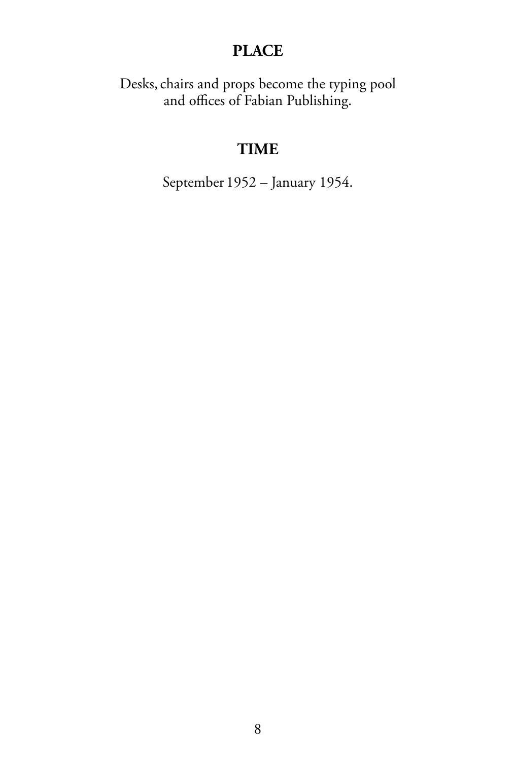## PLACE

Desks, chairs and props become the typing pool and offices of Fabian Publishing.

## TIME

September 1952 – January 1954.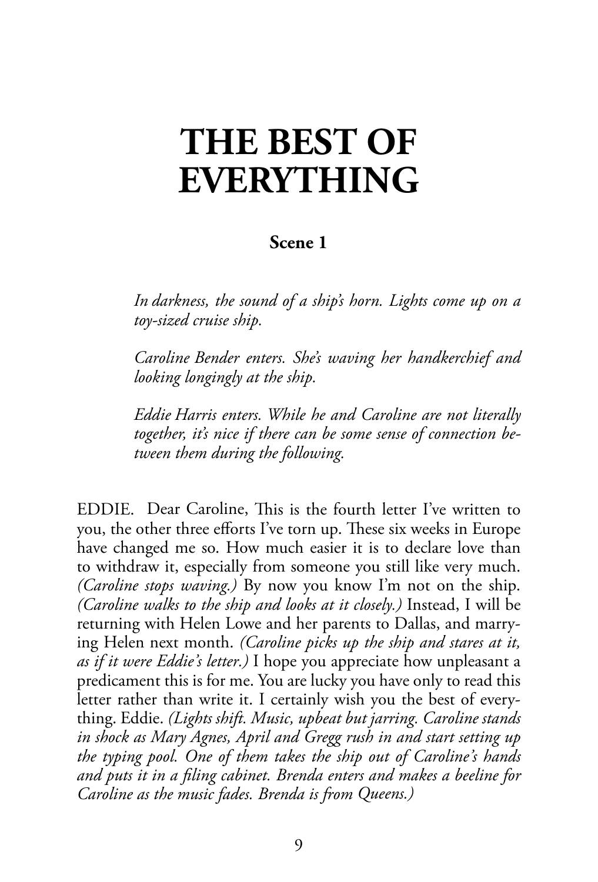# THE BEST OF EVERYTHING

### Scene 1

*In darkness, the sound of a ship's horn. Lights come up on a toy-sized cruise ship.*

*Caroline Bender enters. She's waving her handkerchief and looking longingly at the ship.*

*Eddie Harris enters. While he and Caroline are not literally together, it's nice if there can be some sense of connection between them during the following.*

EDDIE. Dear Caroline, This is the fourth letter I've written to you, the other three efforts I've torn up. These six weeks in Europe have changed me so. How much easier it is to declare love than to withdraw it, especially from someone you still like very much. *(Caroline stops waving.)* By now you know I'm not on the ship. *(Caroline walks to the ship and looks at it closely.)* Instead, I will be returning with Helen Lowe and her parents to Dallas, and marrying Helen next month. *(Caroline picks up the ship and stares at it, as if it were Eddie's letter.)* I hope you appreciate how unpleasant a predicament this is for me. You are lucky you have only to read this letter rather than write it. I certainly wish you the best of everything. Eddie. *(Lights shift. Music, upbeat but jarring. Caroline stands in shock as Mary Agnes, April and Gregg rush in and start setting up the typing pool. One of them takes the ship out of Caroline's hands and puts it in a filing cabinet. Brenda enters and makes a beeline for Caroline as the music fades. Brenda is from Queens.)*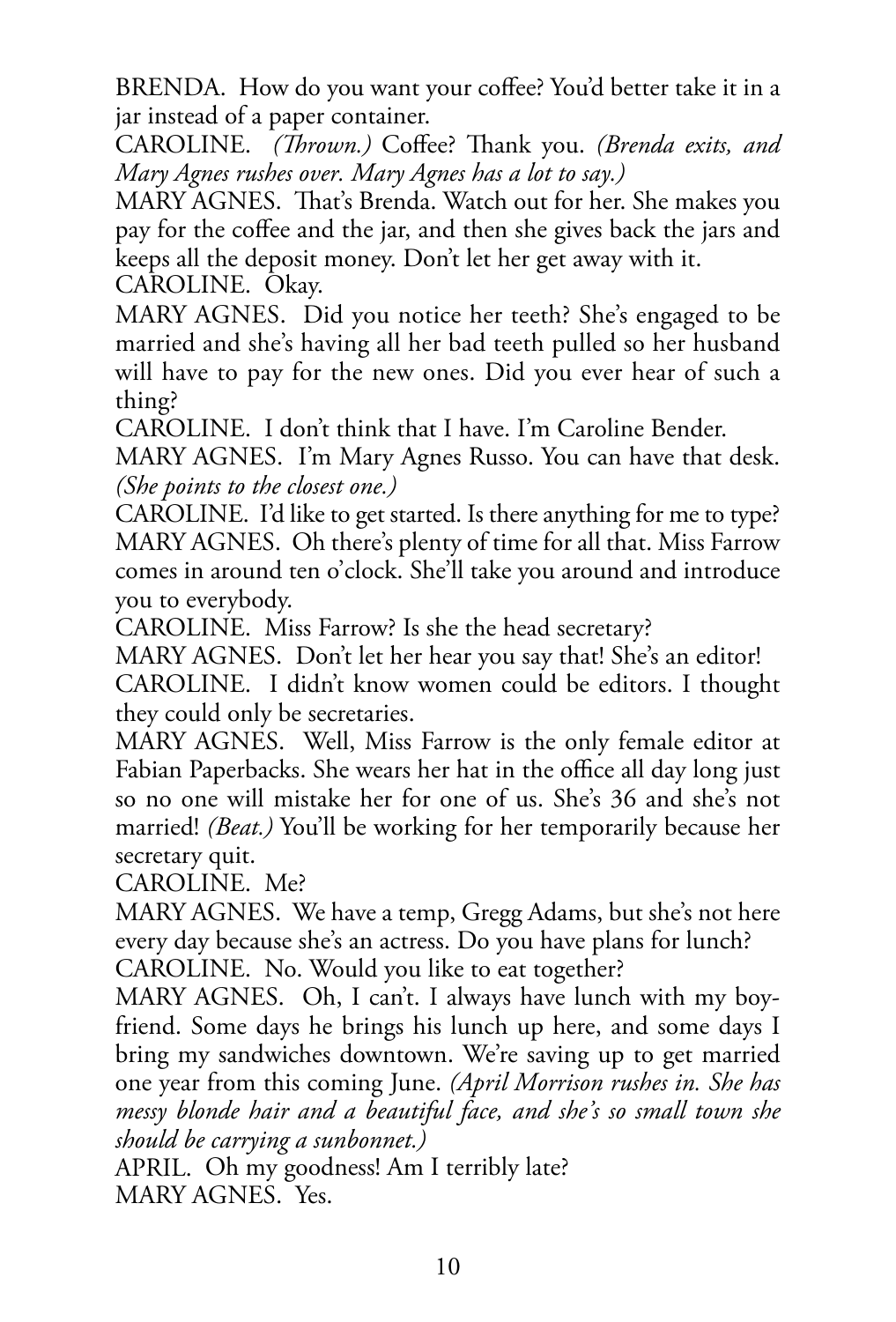BRENDA. How do you want your coffee? You'd better take it in a jar instead of a paper container.

CAROLINE. *(Thrown.)* Coffee? Thank you. *(Brenda exits, and Mary Agnes rushes over. Mary Agnes has a lot to say.)*

MARY AGNES. That's Brenda. Watch out for her. She makes you pay for the coffee and the jar, and then she gives back the jars and keeps all the deposit money. Don't let her get away with it.

CAROLINE. Okay.

MARY AGNES. Did you notice her teeth? She's engaged to be married and she's having all her bad teeth pulled so her husband will have to pay for the new ones. Did you ever hear of such a thing?

CAROLINE. I don't think that I have. I'm Caroline Bender.

MARY AGNES. I'm Mary Agnes Russo. You can have that desk. *(She points to the closest one.)*

CAROLINE. I'd like to get started. Is there anything for me to type?

MARY AGNES. Oh there's plenty of time for all that. Miss Farrow comes in around ten o'clock. She'll take you around and introduce you to everybody.

CAROLINE. Miss Farrow? Is she the head secretary?

MARY AGNES. Don't let her hear you say that! She's an editor!

CAROLINE. I didn't know women could be editors. I thought they could only be secretaries.

MARY AGNES. Well, Miss Farrow is the only female editor at Fabian Paperbacks. She wears her hat in the office all day long just so no one will mistake her for one of us. She's 36 and she's not married! *(Beat.)* You'll be working for her temporarily because her secretary quit.

CAROLINE. Me?

MARY AGNES. We have a temp, Gregg Adams, but she's not here every day because she's an actress. Do you have plans for lunch?

CAROLINE. No. Would you like to eat together?

MARY AGNES. Oh, I can't. I always have lunch with my boyfriend. Some days he brings his lunch up here, and some days I bring my sandwiches downtown. We're saving up to get married one year from this coming June. *(April Morrison rushes in. She has messy blonde hair and a beautiful face, and she's so small town she should be carrying a sunbonnet.)*

APRIL. Oh my goodness! Am I terribly late?

MARY AGNES. Yes.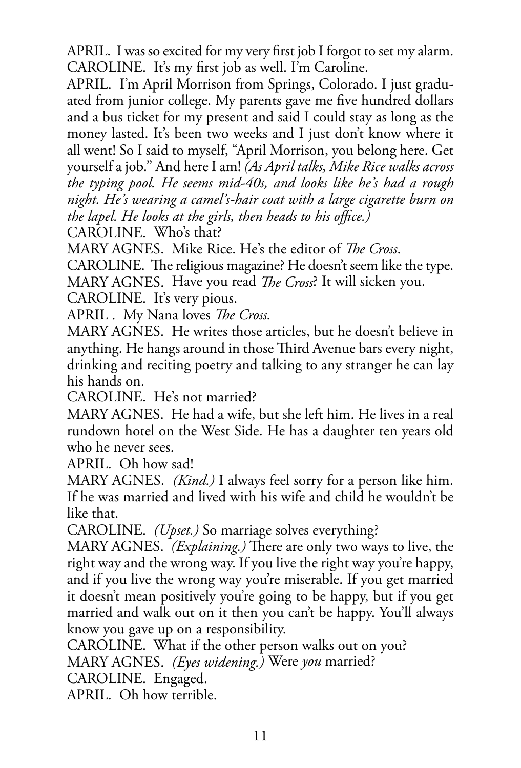APRIL. I was so excited for my very first job I forgot to set my alarm.
CAROLINE. It's my first job as well. I'm Caroline.
APRIL. I'm April Morrison from Springs, Colorado. I just graduated from junior college. My parents gave me five hundred dollars and a bus ticket for my present and said I could stay as long as the money lasted. It's been two weeks and I just don't know where it all went! So I said to myself, "April Morrison, you belong here. Get yourself a job." And here I am! *(As April talks, Mike Rice walks across the typing pool. He seems mid-40s, and looks like he's had a rough night. He's wearing a camel's-hair coat with a large cigarette burn on the lapel. He looks at the girls, then heads to his office.)*
CAROLINE. Who's that?
MARY AGNES. Mike Rice. He's the editor of *The Cross*.
CAROLINE. The religious magazine? He doesn't seem like the type.
MARY AGNES. Have you read *The Cross*? It will sicken you.
CAROLINE. It's very pious.
APRIL . My Nana loves *The Cross.*
MARY AGNES. He writes those articles, but he doesn't believe in anything. He hangs around in those Third Avenue bars every night, drinking and reciting poetry and talking to any stranger he can lay his hands on.
CAROLINE. He's not married?
MARY AGNES. He had a wife, but she left him. He lives in a real rundown hotel on the West Side. He has a daughter ten years old who he never sees.
APRIL. Oh how sad!
MARY AGNES. *(Kind.)* I always feel sorry for a person like him. If he was married and lived with his wife and child he wouldn't be like that.
CAROLINE. *(Upset.)* So marriage solves everything?
MARY AGNES. *(Explaining.)* There are only two ways to live, the right way and the wrong way. If you live the right way you're happy, and if you live the wrong way you're miserable. If you get married it doesn't mean positively you're going to be happy, but if you get married and walk out on it then you can't be happy. You'll always know you gave up on a responsibility.
CAROLINE. What if the other person walks out on you?
MARY AGNES. *(Eyes widening.)* Were *you* married?
CAROLINE. Engaged.
APRIL. Oh how terrible.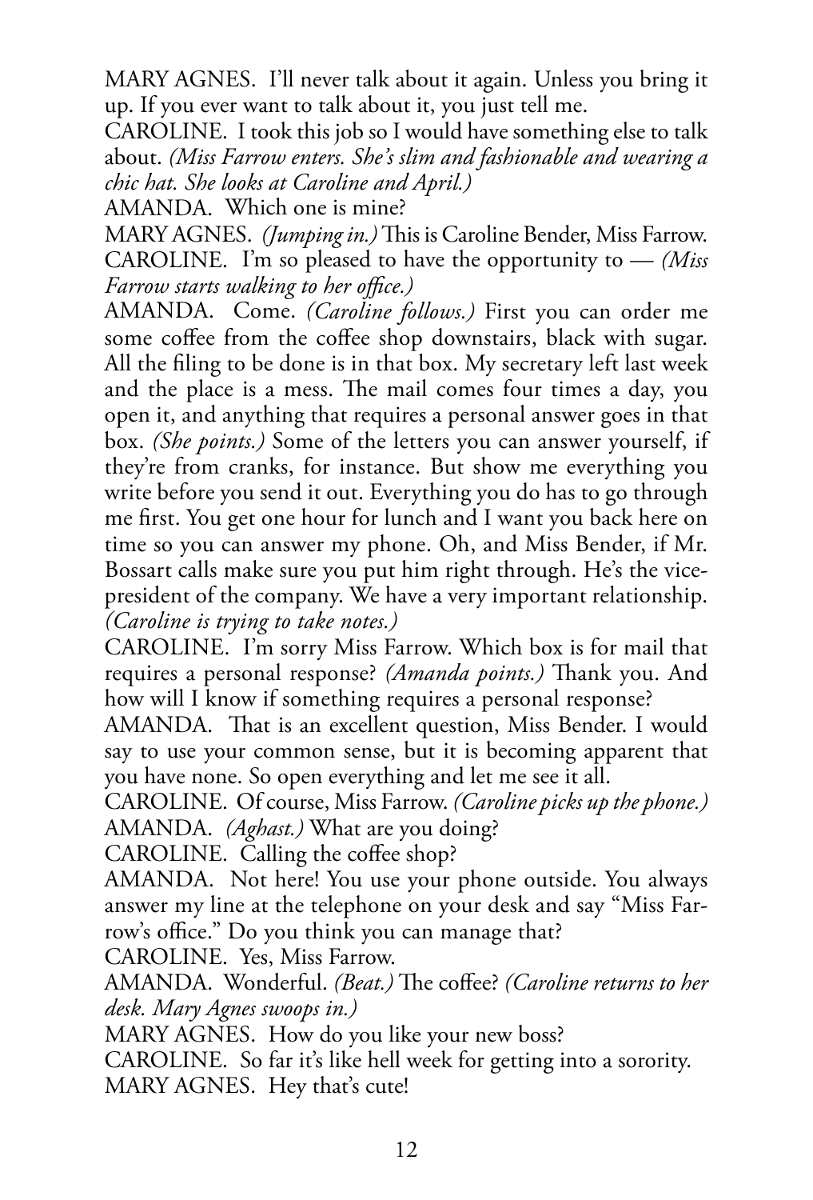MARY AGNES. I'll never talk about it again. Unless you bring it up. If you ever want to talk about it, you just tell me.

CAROLINE. I took this job so I would have something else to talk about. *(Miss Farrow enters. She's slim and fashionable and wearing a chic hat. She looks at Caroline and April.)*

AMANDA. Which one is mine?

MARY AGNES. *(Jumping in.)* This is Caroline Bender, Miss Farrow.

CAROLINE. I'm so pleased to have the opportunity to — *(Miss Farrow starts walking to her office.)*

AMANDA. Come. *(Caroline follows.)* First you can order me some coffee from the coffee shop downstairs, black with sugar. All the filing to be done is in that box. My secretary left last week and the place is a mess. The mail comes four times a day, you open it, and anything that requires a personal answer goes in that box. *(She points.)* Some of the letters you can answer yourself, if they're from cranks, for instance. But show me everything you write before you send it out. Everything you do has to go through me first. You get one hour for lunch and I want you back here on time so you can answer my phone. Oh, and Miss Bender, if Mr. Bossart calls make sure you put him right through. He's the vice-president of the company. We have a very important relationship. *(Caroline is trying to take notes.)*

CAROLINE. I'm sorry Miss Farrow. Which box is for mail that requires a personal response? *(Amanda points.)* Thank you. And how will I know if something requires a personal response?

AMANDA. That is an excellent question, Miss Bender. I would say to use your common sense, but it is becoming apparent that you have none. So open everything and let me see it all.

CAROLINE. Of course, Miss Farrow. *(Caroline picks up the phone.)*

AMANDA. *(Aghast.)* What are you doing?

CAROLINE. Calling the coffee shop?

AMANDA. Not here! You use your phone outside. You always answer my line at the telephone on your desk and say "Miss Farrow's office." Do you think you can manage that?

CAROLINE. Yes, Miss Farrow.

AMANDA. Wonderful. *(Beat.)* The coffee? *(Caroline returns to her desk. Mary Agnes swoops in.)*

MARY AGNES. How do you like your new boss?

CAROLINE. So far it's like hell week for getting into a sorority.

MARY AGNES. Hey that's cute!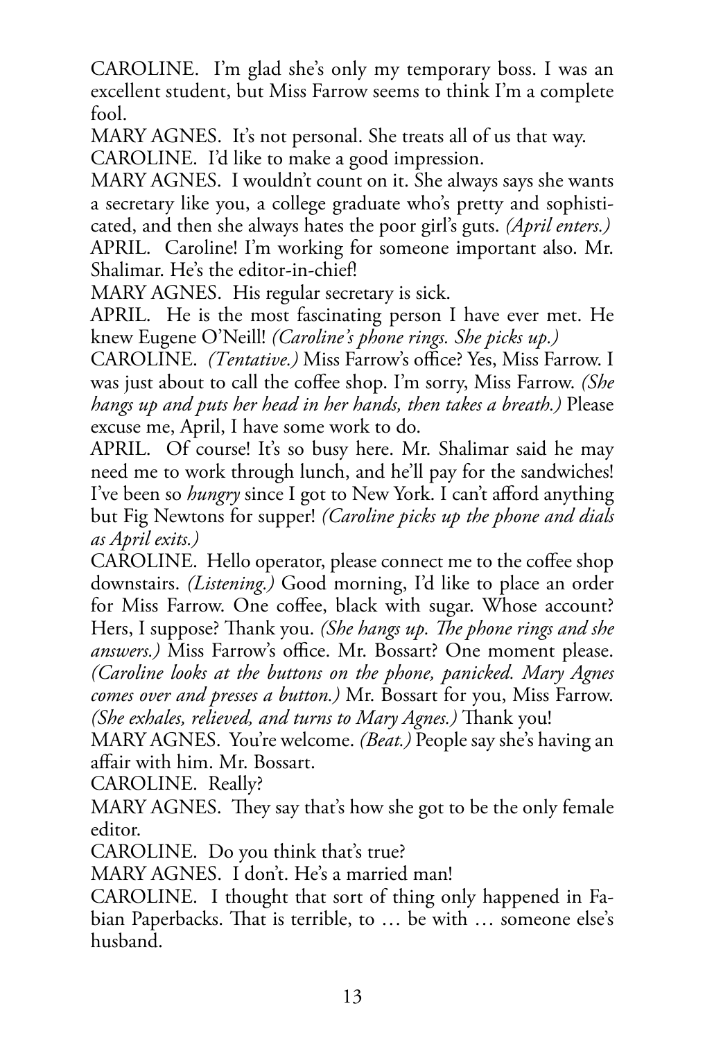CAROLINE. I'm glad she's only my temporary boss. I was an excellent student, but Miss Farrow seems to think I'm a complete fool.

MARY AGNES. It's not personal. She treats all of us that way.

CAROLINE. I'd like to make a good impression.

MARY AGNES. I wouldn't count on it. She always says she wants a secretary like you, a college graduate who's pretty and sophisticated, and then she always hates the poor girl's guts. *(April enters.)*

APRIL. Caroline! I'm working for someone important also. Mr. Shalimar. He's the editor-in-chief!

MARY AGNES. His regular secretary is sick.

APRIL. He is the most fascinating person I have ever met. He knew Eugene O'Neill! *(Caroline's phone rings. She picks up.)*

CAROLINE. *(Tentative.)* Miss Farrow's office? Yes, Miss Farrow. I was just about to call the coffee shop. I'm sorry, Miss Farrow. *(She hangs up and puts her head in her hands, then takes a breath.)* Please excuse me, April, I have some work to do.

APRIL. Of course! It's so busy here. Mr. Shalimar said he may need me to work through lunch, and he'll pay for the sandwiches! I've been so *hungry* since I got to New York. I can't afford anything but Fig Newtons for supper! *(Caroline picks up the phone and dials as April exits.)*

CAROLINE. Hello operator, please connect me to the coffee shop downstairs. *(Listening.)* Good morning, I'd like to place an order for Miss Farrow. One coffee, black with sugar. Whose account? Hers, I suppose? Thank you. *(She hangs up. The phone rings and she answers.)* Miss Farrow's office. Mr. Bossart? One moment please. *(Caroline looks at the buttons on the phone, panicked. Mary Agnes comes over and presses a button.)* Mr. Bossart for you, Miss Farrow. *(She exhales, relieved, and turns to Mary Agnes.)* Thank you!

MARY AGNES. You're welcome. *(Beat.)* People say she's having an affair with him. Mr. Bossart.

CAROLINE. Really?

MARY AGNES. They say that's how she got to be the only female editor.

CAROLINE. Do you think that's true?

MARY AGNES. I don't. He's a married man!

CAROLINE. I thought that sort of thing only happened in Fabian Paperbacks. That is terrible, to … be with … someone else's husband.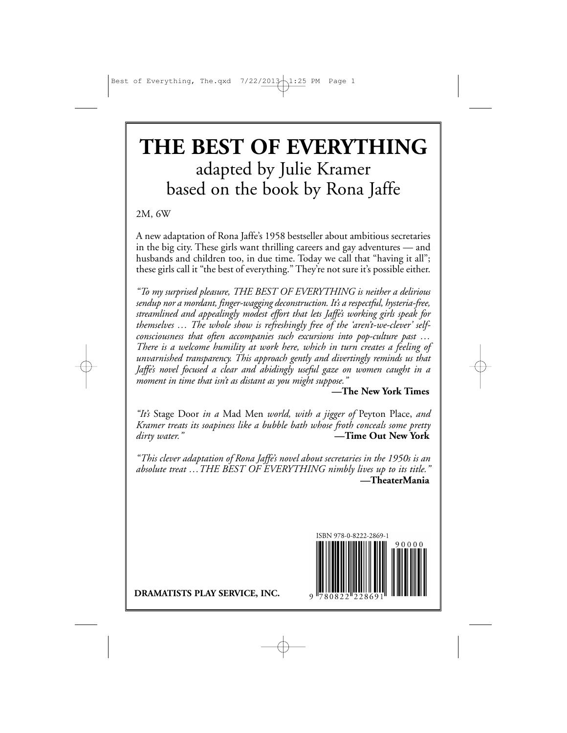# THE BEST OF EVERYTHING

## adapted by Julie Kramer
## based on the book by Rona Jaffe

2M, 6W

A new adaptation of Rona Jaffe's 1958 bestseller about ambitious secretaries in the big city. These girls want thrilling careers and gay adventures — and husbands and children too, in due time. Today we call that "having it all"; these girls call it "the best of everything." They're not sure it's possible either.

*"To my surprised pleasure, THE BEST OF EVERYTHING is neither a delirious sendup nor a mordant, finger-wagging deconstruction. It's a respectful, hysteria-free, streamlined and appealingly modest effort that lets Jaffe's working girls speak for themselves … The whole show is refreshingly free of the 'aren't-we-clever' self-consciousness that often accompanies such excursions into pop-culture past … There is a welcome humility at work here, which in turn creates a feeling of unvarnished transparency. This approach gently and divertingly reminds us that Jaffe's novel focused a clear and abidingly useful gaze on women caught in a moment in time that isn't as distant as you might suppose."*

**—The New York Times**

*"It's* Stage Door *in a* Mad Men *world, with a jigger of* Peyton Place, *and Kramer treats its soapiness like a bubble bath whose froth conceals some pretty dirty water."*

**—Time Out New York**

*"This clever adaptation of Rona Jaffe's novel about secretaries in the 1950s is an absolute treat …THE BEST OF EVERYTHING nimbly lives up to its title."*

**—TheaterMania**

ISBN 978-0-8222-2869-1

90000

9 780822 228691

**DRAMATISTS PLAY SERVICE, INC.**